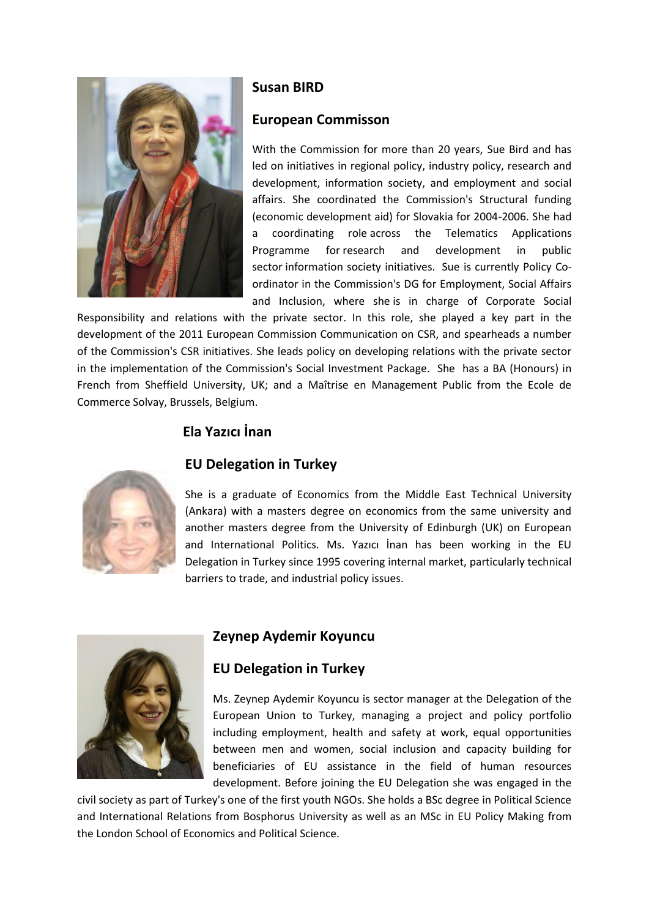## Susan BIRD

## European Commisson

With the Commission for more than 20 years, Sue Bird and has led on initiatives in regional policy, industry policy, research and development, information society, and employment and social affairs. She coordinated the Commission's Structural funding (economic development aid) for Slovakia for 2004-2006. She had a coordinating role across the Telematics Applications Programme for research and development in public sector information society initiatives. Sue is currently Policy Co-ordinator in the Commission's DG for Employment, Social Affairs and Inclusion, where she is in charge of Corporate Social Responsibility and relations with the private sector. In this role, she played a key part in the development of the 2011 European Commission Communication on CSR, and spearheads a number of the Commission's CSR initiatives. She leads policy on developing relations with the private sector in the implementation of the Commission's Social Investment Package. She has a BA (Honours) in French from Sheffield University, UK; and a Maîtrise en Management Public from the Ecole de Commerce Solvay, Brussels, Belgium.

## Ela Yazıcı İnan

## EU Delegation in Turkey

She is a graduate of Economics from the Middle East Technical University (Ankara) with a masters degree on economics from the same university and another masters degree from the University of Edinburgh (UK) on European and International Politics. Ms. Yazıcı İnan has been working in the EU Delegation in Turkey since 1995 covering internal market, particularly technical barriers to trade, and industrial policy issues.

## Zeynep Aydemir Koyuncu

## EU Delegation in Turkey

Ms. Zeynep Aydemir Koyuncu is sector manager at the Delegation of the European Union to Turkey, managing a project and policy portfolio including employment, health and safety at work, equal opportunities between men and women, social inclusion and capacity building for beneficiaries of EU assistance in the field of human resources development. Before joining the EU Delegation she was engaged in the civil society as part of Turkey's one of the first youth NGOs. She holds a BSc degree in Political Science and International Relations from Bosphorus University as well as an MSc in EU Policy Making from the London School of Economics and Political Science.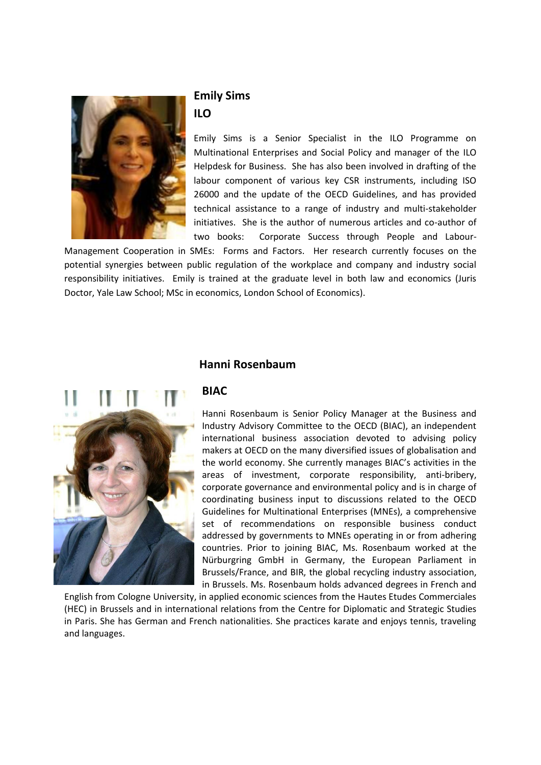**Emily Sims**

**ILO**

Emily Sims is a Senior Specialist in the ILO Programme on Multinational Enterprises and Social Policy and manager of the ILO Helpdesk for Business. She has also been involved in drafting of the labour component of various key CSR instruments, including ISO 26000 and the update of the OECD Guidelines, and has provided technical assistance to a range of industry and multi-stakeholder initiatives. She is the author of numerous articles and co-author of two books: Corporate Success through People and Labour-Management Cooperation in SMEs: Forms and Factors. Her research currently focuses on the potential synergies between public regulation of the workplace and company and industry social responsibility initiatives. Emily is trained at the graduate level in both law and economics (Juris Doctor, Yale Law School; MSc in economics, London School of Economics).

**Hanni Rosenbaum**

**BIAC**

Hanni Rosenbaum is Senior Policy Manager at the Business and Industry Advisory Committee to the OECD (BIAC), an independent international business association devoted to advising policy makers at OECD on the many diversified issues of globalisation and the world economy. She currently manages BIAC's activities in the areas of investment, corporate responsibility, anti-bribery, corporate governance and environmental policy and is in charge of coordinating business input to discussions related to the OECD Guidelines for Multinational Enterprises (MNEs), a comprehensive set of recommendations on responsible business conduct addressed by governments to MNEs operating in or from adhering countries. Prior to joining BIAC, Ms. Rosenbaum worked at the Nürburgring GmbH in Germany, the European Parliament in Brussels/France, and BIR, the global recycling industry association, in Brussels. Ms. Rosenbaum holds advanced degrees in French and English from Cologne University, in applied economic sciences from the Hautes Etudes Commerciales (HEC) in Brussels and in international relations from the Centre for Diplomatic and Strategic Studies in Paris. She has German and French nationalities. She practices karate and enjoys tennis, traveling and languages.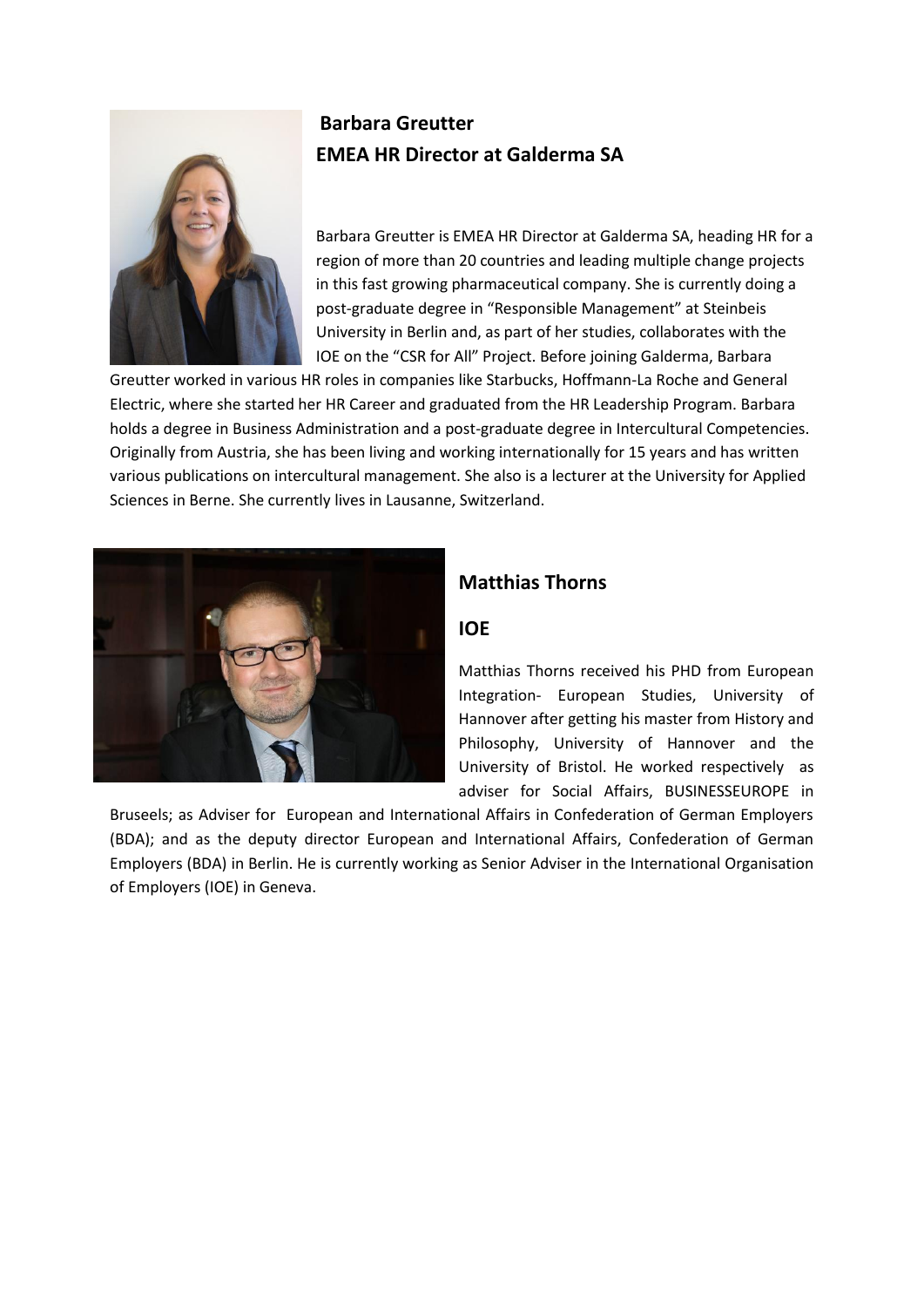## Barbara Greutter

## EMEA HR Director at Galderma SA

Barbara Greutter is EMEA HR Director at Galderma SA, heading HR for a region of more than 20 countries and leading multiple change projects in this fast growing pharmaceutical company. She is currently doing a post-graduate degree in "Responsible Management" at Steinbeis University in Berlin and, as part of her studies, collaborates with the IOE on the "CSR for All" Project. Before joining Galderma, Barbara Greutter worked in various HR roles in companies like Starbucks, Hoffmann-La Roche and General Electric, where she started her HR Career and graduated from the HR Leadership Program. Barbara holds a degree in Business Administration and a post-graduate degree in Intercultural Competencies. Originally from Austria, she has been living and working internationally for 15 years and has written various publications on intercultural management. She also is a lecturer at the University for Applied Sciences in Berne. She currently lives in Lausanne, Switzerland.

## Matthias Thorns

## IOE

Matthias Thorns received his PHD from European Integration- European Studies, University of Hannover after getting his master from History and Philosophy, University of Hannover and the University of Bristol. He worked respectively as adviser for Social Affairs, BUSINESSEUROPE in Bruseels; as Adviser for European and International Affairs in Confederation of German Employers (BDA); and as the deputy director European and International Affairs, Confederation of German Employers (BDA) in Berlin. He is currently working as Senior Adviser in the International Organisation of Employers (IOE) in Geneva.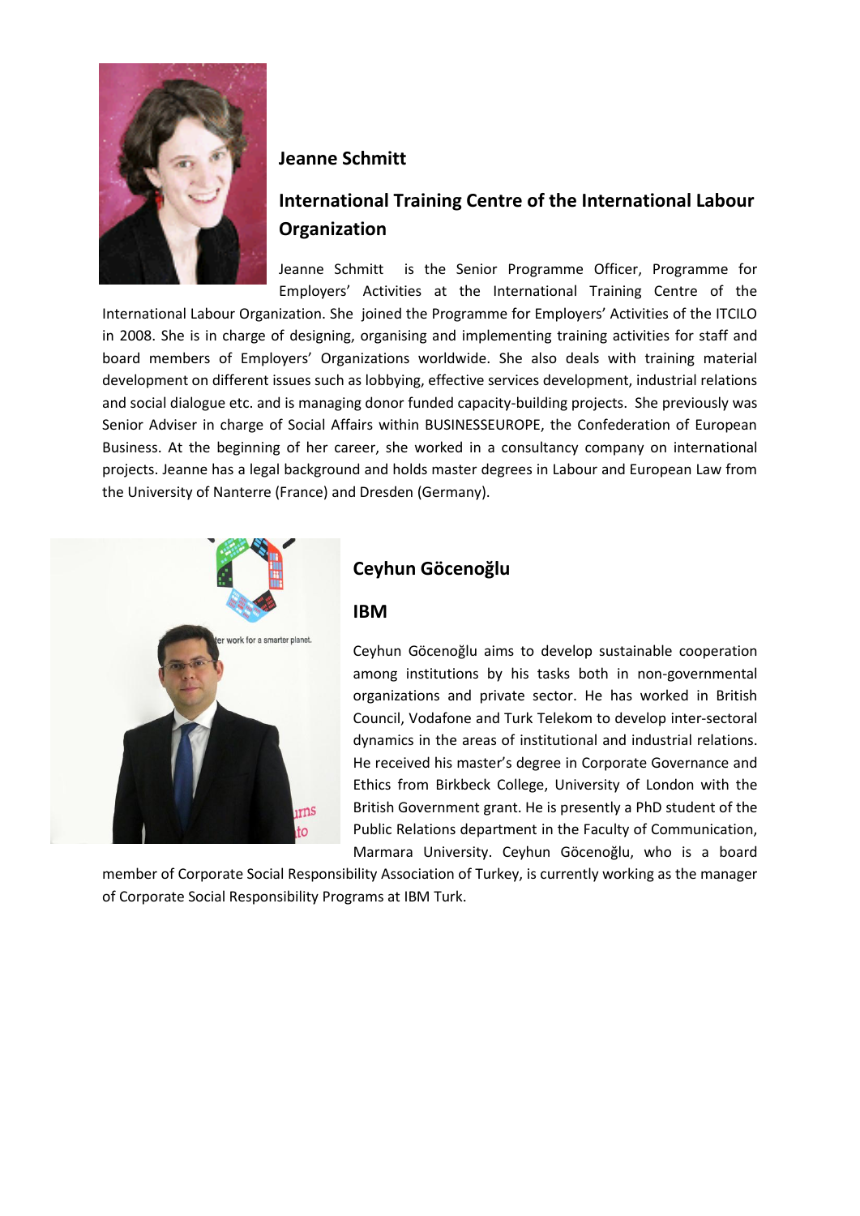**Jeanne Schmitt**

**International Training Centre of the International Labour Organization**

Jeanne Schmitt is the Senior Programme Officer, Programme for Employers' Activities at the International Training Centre of the International Labour Organization. She joined the Programme for Employers' Activities of the ITCILO in 2008. She is in charge of designing, organising and implementing training activities for staff and board members of Employers' Organizations worldwide. She also deals with training material development on different issues such as lobbying, effective services development, industrial relations and social dialogue etc. and is managing donor funded capacity-building projects. She previously was Senior Adviser in charge of Social Affairs within BUSINESSEUROPE, the Confederation of European Business. At the beginning of her career, she worked in a consultancy company on international projects. Jeanne has a legal background and holds master degrees in Labour and European Law from the University of Nanterre (France) and Dresden (Germany).

**Ceyhun Göcenoğlu**

**IBM**

Ceyhun Göcenoğlu aims to develop sustainable cooperation among institutions by his tasks both in non-governmental organizations and private sector. He has worked in British Council, Vodafone and Turk Telekom to develop inter-sectoral dynamics in the areas of institutional and industrial relations. He received his master's degree in Corporate Governance and Ethics from Birkbeck College, University of London with the British Government grant. He is presently a PhD student of the Public Relations department in the Faculty of Communication, Marmara University. Ceyhun Göcenoğlu, who is a board member of Corporate Social Responsibility Association of Turkey, is currently working as the manager of Corporate Social Responsibility Programs at IBM Turk.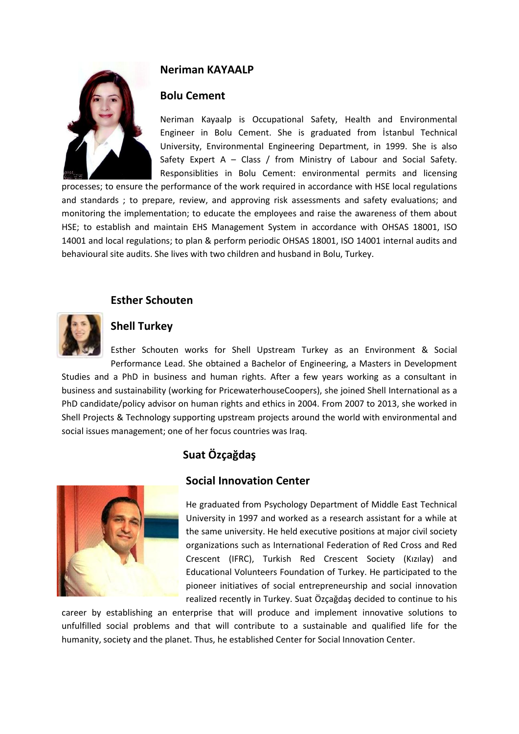## Neriman KAYAALP

### Bolu Cement

Neriman Kayaalp is Occupational Safety, Health and Environmental Engineer in Bolu Cement. She is graduated from İstanbul Technical University, Environmental Engineering Department, in 1999. She is also Safety Expert A – Class / from Ministry of Labour and Social Safety. Responsiblities in Bolu Cement: environmental permits and licensing processes; to ensure the performance of the work required in accordance with HSE local regulations and standards ; to prepare, review, and approving risk assessments and safety evaluations; and monitoring the implementation; to educate the employees and raise the awareness of them about HSE; to establish and maintain EHS Management System in accordance with OHSAS 18001, ISO 14001 and local regulations; to plan & perform periodic OHSAS 18001, ISO 14001 internal audits and behavioural site audits. She lives with two children and husband in Bolu, Turkey.

## Esther Schouten

### Shell Turkey

Esther Schouten works for Shell Upstream Turkey as an Environment & Social Performance Lead. She obtained a Bachelor of Engineering, a Masters in Development Studies and a PhD in business and human rights. After a few years working as a consultant in business and sustainability (working for PricewaterhouseCoopers), she joined Shell International as a PhD candidate/policy advisor on human rights and ethics in 2004. From 2007 to 2013, she worked in Shell Projects & Technology supporting upstream projects around the world with environmental and social issues management; one of her focus countries was Iraq.

## Suat Özçağdaş

### Social Innovation Center

He graduated from Psychology Department of Middle East Technical University in 1997 and worked as a research assistant for a while at the same university. He held executive positions at major civil society organizations such as International Federation of Red Cross and Red Crescent (IFRC), Turkish Red Crescent Society (Kızılay) and Educational Volunteers Foundation of Turkey. He participated to the pioneer initiatives of social entrepreneurship and social innovation realized recently in Turkey. Suat Özçağdaş decided to continue to his career by establishing an enterprise that will produce and implement innovative solutions to unfulfilled social problems and that will contribute to a sustainable and qualified life for the humanity, society and the planet. Thus, he established Center for Social Innovation Center.